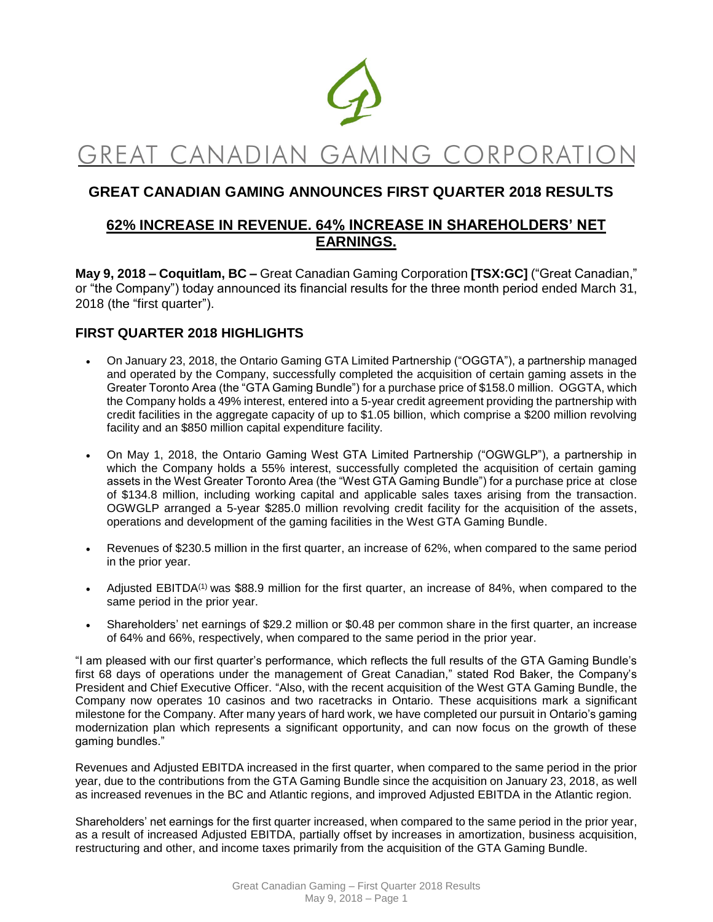# GREAT CANADIAN GAMING CORPORATION

## GREAT CANADIAN GAMING ANNOUNCES FIRST QUARTER 2018 RESULTS

## 62% INCREASE IN REVENUE. 64% INCREASE IN SHAREHOLDERS' NET EARNINGS.

**May 9, 2018 – Coquitlam, BC –** Great Canadian Gaming Corporation **[TSX:GC]** ("Great Canadian," or "the Company") today announced its financial results for the three month period ended March 31, 2018 (the "first quarter").

### FIRST QUARTER 2018 HIGHLIGHTS

- On January 23, 2018, the Ontario Gaming GTA Limited Partnership ("OGGTA"), a partnership managed and operated by the Company, successfully completed the acquisition of certain gaming assets in the Greater Toronto Area (the "GTA Gaming Bundle") for a purchase price of $158.0 million. OGGTA, which the Company holds a 49% interest, entered into a 5-year credit agreement providing the partnership with credit facilities in the aggregate capacity of up to $1.05 billion, which comprise a $200 million revolving facility and an $850 million capital expenditure facility.
- On May 1, 2018, the Ontario Gaming West GTA Limited Partnership ("OGWGLP"), a partnership in which the Company holds a 55% interest, successfully completed the acquisition of certain gaming assets in the West Greater Toronto Area (the "West GTA Gaming Bundle") for a purchase price at close of $134.8 million, including working capital and applicable sales taxes arising from the transaction. OGWGLP arranged a 5-year $285.0 million revolving credit facility for the acquisition of the assets, operations and development of the gaming facilities in the West GTA Gaming Bundle.
- Revenues of $230.5 million in the first quarter, an increase of 62%, when compared to the same period in the prior year.
- Adjusted EBITDA(1) was $88.9 million for the first quarter, an increase of 84%, when compared to the same period in the prior year.
- Shareholders' net earnings of $29.2 million or $0.48 per common share in the first quarter, an increase of 64% and 66%, respectively, when compared to the same period in the prior year.

"I am pleased with our first quarter's performance, which reflects the full results of the GTA Gaming Bundle's first 68 days of operations under the management of Great Canadian," stated Rod Baker, the Company's President and Chief Executive Officer. "Also, with the recent acquisition of the West GTA Gaming Bundle, the Company now operates 10 casinos and two racetracks in Ontario. These acquisitions mark a significant milestone for the Company. After many years of hard work, we have completed our pursuit in Ontario's gaming modernization plan which represents a significant opportunity, and can now focus on the growth of these gaming bundles."

Revenues and Adjusted EBITDA increased in the first quarter, when compared to the same period in the prior year, due to the contributions from the GTA Gaming Bundle since the acquisition on January 23, 2018, as well as increased revenues in the BC and Atlantic regions, and improved Adjusted EBITDA in the Atlantic region.

Shareholders' net earnings for the first quarter increased, when compared to the same period in the prior year, as a result of increased Adjusted EBITDA, partially offset by increases in amortization, business acquisition, restructuring and other, and income taxes primarily from the acquisition of the GTA Gaming Bundle.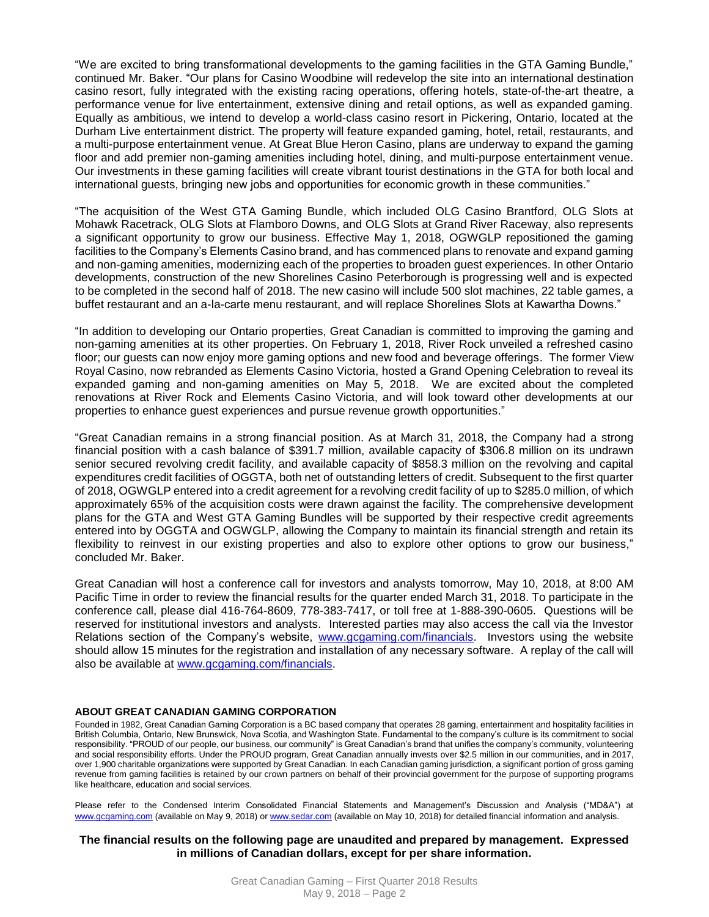"We are excited to bring transformational developments to the gaming facilities in the GTA Gaming Bundle," continued Mr. Baker. "Our plans for Casino Woodbine will redevelop the site into an international destination casino resort, fully integrated with the existing racing operations, offering hotels, state-of-the-art theatre, a performance venue for live entertainment, extensive dining and retail options, as well as expanded gaming. Equally as ambitious, we intend to develop a world-class casino resort in Pickering, Ontario, located at the Durham Live entertainment district. The property will feature expanded gaming, hotel, retail, restaurants, and a multi-purpose entertainment venue. At Great Blue Heron Casino, plans are underway to expand the gaming floor and add premier non-gaming amenities including hotel, dining, and multi-purpose entertainment venue. Our investments in these gaming facilities will create vibrant tourist destinations in the GTA for both local and international guests, bringing new jobs and opportunities for economic growth in these communities."

"The acquisition of the West GTA Gaming Bundle, which included OLG Casino Brantford, OLG Slots at Mohawk Racetrack, OLG Slots at Flamboro Downs, and OLG Slots at Grand River Raceway, also represents a significant opportunity to grow our business. Effective May 1, 2018, OGWGLP repositioned the gaming facilities to the Company's Elements Casino brand, and has commenced plans to renovate and expand gaming and non-gaming amenities, modernizing each of the properties to broaden guest experiences. In other Ontario developments, construction of the new Shorelines Casino Peterborough is progressing well and is expected to be completed in the second half of 2018. The new casino will include 500 slot machines, 22 table games, a buffet restaurant and an a-la-carte menu restaurant, and will replace Shorelines Slots at Kawartha Downs."

"In addition to developing our Ontario properties, Great Canadian is committed to improving the gaming and non-gaming amenities at its other properties. On February 1, 2018, River Rock unveiled a refreshed casino floor; our guests can now enjoy more gaming options and new food and beverage offerings. The former View Royal Casino, now rebranded as Elements Casino Victoria, hosted a Grand Opening Celebration to reveal its expanded gaming and non-gaming amenities on May 5, 2018. We are excited about the completed renovations at River Rock and Elements Casino Victoria, and will look toward other developments at our properties to enhance guest experiences and pursue revenue growth opportunities."

"Great Canadian remains in a strong financial position. As at March 31, 2018, the Company had a strong financial position with a cash balance of $391.7 million, available capacity of $306.8 million on its undrawn senior secured revolving credit facility, and available capacity of $858.3 million on the revolving and capital expenditures credit facilities of OGGTA, both net of outstanding letters of credit. Subsequent to the first quarter of 2018, OGWGLP entered into a credit agreement for a revolving credit facility of up to $285.0 million, of which approximately 65% of the acquisition costs were drawn against the facility. The comprehensive development plans for the GTA and West GTA Gaming Bundles will be supported by their respective credit agreements entered into by OGGTA and OGWGLP, allowing the Company to maintain its financial strength and retain its flexibility to reinvest in our existing properties and also to explore other options to grow our business," concluded Mr. Baker.

Great Canadian will host a conference call for investors and analysts tomorrow, May 10, 2018, at 8:00 AM Pacific Time in order to review the financial results for the quarter ended March 31, 2018. To participate in the conference call, please dial 416-764-8609, 778-383-7417, or toll free at 1-888-390-0605. Questions will be reserved for institutional investors and analysts. Interested parties may also access the call via the Investor Relations section of the Company's website, www.gcgaming.com/financials. Investors using the website should allow 15 minutes for the registration and installation of any necessary software. A replay of the call will also be available at www.gcgaming.com/financials.

**ABOUT GREAT CANADIAN GAMING CORPORATION**

Founded in 1982, Great Canadian Gaming Corporation is a BC based company that operates 28 gaming, entertainment and hospitality facilities in British Columbia, Ontario, New Brunswick, Nova Scotia, and Washington State. Fundamental to the company's culture is its commitment to social responsibility. "PROUD of our people, our business, our community" is Great Canadian's brand that unifies the company's community, volunteering and social responsibility efforts. Under the PROUD program, Great Canadian annually invests over $2.5 million in our communities, and in 2017, over 1,900 charitable organizations were supported by Great Canadian. In each Canadian gaming jurisdiction, a significant portion of gross gaming revenue from gaming facilities is retained by our crown partners on behalf of their provincial government for the purpose of supporting programs like healthcare, education and social services.

Please refer to the Condensed Interim Consolidated Financial Statements and Management's Discussion and Analysis ("MD&A") at www.gcgaming.com (available on May 9, 2018) or www.sedar.com (available on May 10, 2018) for detailed financial information and analysis.

**The financial results on the following page are unaudited and prepared by management. Expressed in millions of Canadian dollars, except for per share information.**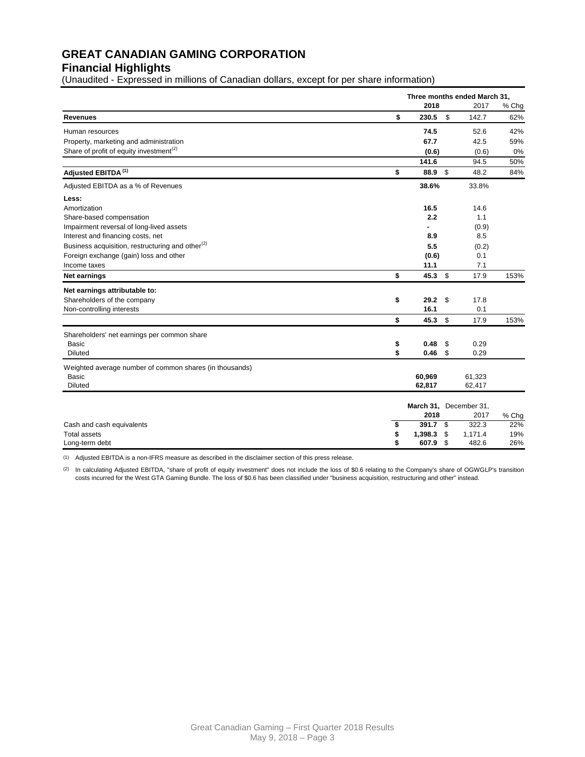# GREAT CANADIAN GAMING CORPORATION

## Financial Highlights

(Unaudited - Expressed in millions of Canadian dollars, except for per share information)

| | Three months ended March 31, | | |
|---|---|---|---|
| | **2018** | 2017 | % Chg |
| **Revenues** | **$ 230.5** | $ 142.7 | 62% |
| Human resources | **74.5** | 52.6 | 42% |
| Property, marketing and administration | **67.7** | 42.5 | 59% |
| Share of profit of equity investment[(2)] | **(0.6)** | (0.6) | 0% |
| | **141.6** | 94.5 | 50% |
| **Adjusted EBITDA [(1)]** | **$ 88.9** | $ 48.2 | 84% |
| Adjusted EBITDA as a % of Revenues | **38.6%** | 33.8% | |
| **Less:** | | | |
| Amortization | **16.5** | 14.6 | |
| Share-based compensation | **2.2** | 1.1 | |
| Impairment reversal of long-lived assets | **-** | (0.9) | |
| Interest and financing costs, net | **8.9** | 8.5 | |
| Business acquisition, restructuring and other[(2)] | **5.5** | (0.2) | |
| Foreign exchange (gain) loss and other | **(0.6)** | 0.1 | |
| Income taxes | **11.1** | 7.1 | |
| **Net earnings** | **$ 45.3** | $ 17.9 | 153% |
| **Net earnings attributable to:** | | | |
| Shareholders of the company | **$ 29.2** | $ 17.8 | |
| Non-controlling interests | **16.1** | 0.1 | |
| | **$ 45.3** | $ 17.9 | 153% |
| Shareholders' net earnings per common share | | | |
| Basic | **$ 0.48** | $ 0.29 | |
| Diluted | **$ 0.46** | $ 0.29 | |
| Weighted average number of common shares (in thousands) | | | |
| Basic | **60,969** | 61,323 | |
| Diluted | **62,817** | 62,417 | |

| | **March 31, 2018** | December 31, 2017 | % Chg |
|---|---|---|---|
| Cash and cash equivalents | **$ 391.7** | $ 322.3 | 22% |
| Total assets | **$ 1,398.3** | $ 1,171.4 | 19% |
| Long-term debt | **$ 607.9** | $ 482.6 | 26% |

(1) Adjusted EBITDA is a non-IFRS measure as described in the disclaimer section of this press release.

(2) In calculating Adjusted EBITDA, "share of profit of equity investment" does not include the loss of $0.6 relating to the Company's share of OGWGLP's transition costs incurred for the West GTA Gaming Bundle. The loss of $0.6 has been classified under "business acquisition, restructuring and other" instead.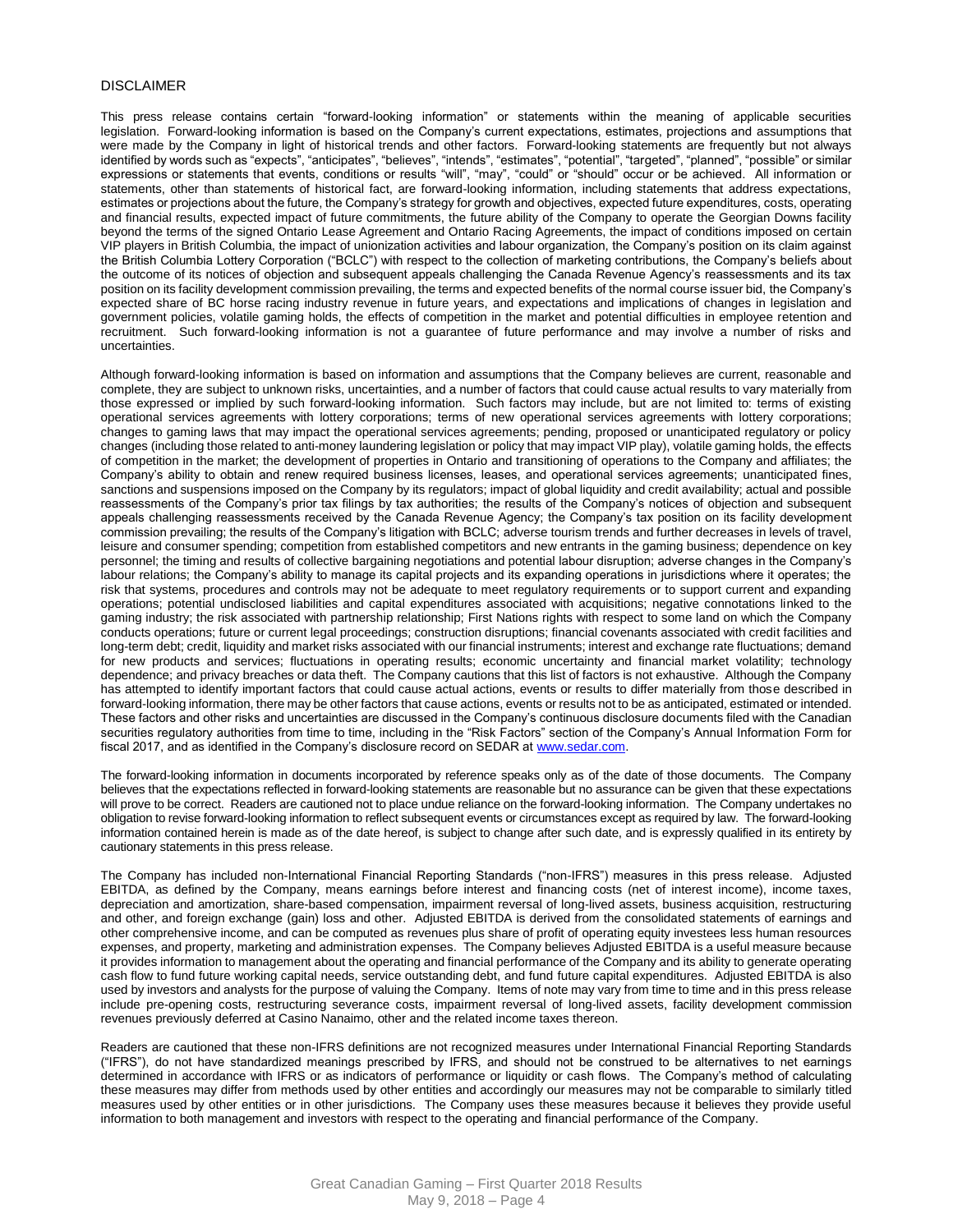## DISCLAIMER

This press release contains certain "forward-looking information" or statements within the meaning of applicable securities legislation. Forward-looking information is based on the Company's current expectations, estimates, projections and assumptions that were made by the Company in light of historical trends and other factors. Forward-looking statements are frequently but not always identified by words such as "expects", "anticipates", "believes", "intends", "estimates", "potential", "targeted", "planned", "possible" or similar expressions or statements that events, conditions or results "will", "may", "could" or "should" occur or be achieved. All information or statements, other than statements of historical fact, are forward-looking information, including statements that address expectations, estimates or projections about the future, the Company's strategy for growth and objectives, expected future expenditures, costs, operating and financial results, expected impact of future commitments, the future ability of the Company to operate the Georgian Downs facility beyond the terms of the signed Ontario Lease Agreement and Ontario Racing Agreements, the impact of conditions imposed on certain VIP players in British Columbia, the impact of unionization activities and labour organization, the Company's position on its claim against the British Columbia Lottery Corporation ("BCLC") with respect to the collection of marketing contributions, the Company's beliefs about the outcome of its notices of objection and subsequent appeals challenging the Canada Revenue Agency's reassessments and its tax position on its facility development commission prevailing, the terms and expected benefits of the normal course issuer bid, the Company's expected share of BC horse racing industry revenue in future years, and expectations and implications of changes in legislation and government policies, volatile gaming holds, the effects of competition in the market and potential difficulties in employee retention and recruitment. Such forward-looking information is not a guarantee of future performance and may involve a number of risks and uncertainties.

Although forward-looking information is based on information and assumptions that the Company believes are current, reasonable and complete, they are subject to unknown risks, uncertainties, and a number of factors that could cause actual results to vary materially from those expressed or implied by such forward-looking information. Such factors may include, but are not limited to: terms of existing operational services agreements with lottery corporations; terms of new operational services agreements with lottery corporations; changes to gaming laws that may impact the operational services agreements; pending, proposed or unanticipated regulatory or policy changes (including those related to anti-money laundering legislation or policy that may impact VIP play), volatile gaming holds, the effects of competition in the market; the development of properties in Ontario and transitioning of operations to the Company and affiliates; the Company's ability to obtain and renew required business licenses, leases, and operational services agreements; unanticipated fines, sanctions and suspensions imposed on the Company by its regulators; impact of global liquidity and credit availability; actual and possible reassessments of the Company's prior tax filings by tax authorities; the results of the Company's notices of objection and subsequent appeals challenging reassessments received by the Canada Revenue Agency; the Company's tax position on its facility development commission prevailing; the results of the Company's litigation with BCLC; adverse tourism trends and further decreases in levels of travel, leisure and consumer spending; competition from established competitors and new entrants in the gaming business; dependence on key personnel; the timing and results of collective bargaining negotiations and potential labour disruption; adverse changes in the Company's labour relations; the Company's ability to manage its capital projects and its expanding operations in jurisdictions where it operates; the risk that systems, procedures and controls may not be adequate to meet regulatory requirements or to support current and expanding operations; potential undisclosed liabilities and capital expenditures associated with acquisitions; negative connotations linked to the gaming industry; the risk associated with partnership relationship; First Nations rights with respect to some land on which the Company conducts operations; future or current legal proceedings; construction disruptions; financial covenants associated with credit facilities and long-term debt; credit, liquidity and market risks associated with our financial instruments; interest and exchange rate fluctuations; demand for new products and services; fluctuations in operating results; economic uncertainty and financial market volatility; technology dependence; and privacy breaches or data theft. The Company cautions that this list of factors is not exhaustive. Although the Company has attempted to identify important factors that could cause actual actions, events or results to differ materially from those described in forward-looking information, there may be other factors that cause actions, events or results not to be as anticipated, estimated or intended. These factors and other risks and uncertainties are discussed in the Company's continuous disclosure documents filed with the Canadian securities regulatory authorities from time to time, including in the "Risk Factors" section of the Company's Annual Information Form for fiscal 2017, and as identified in the Company's disclosure record on SEDAR at www.sedar.com.

The forward-looking information in documents incorporated by reference speaks only as of the date of those documents. The Company believes that the expectations reflected in forward-looking statements are reasonable but no assurance can be given that these expectations will prove to be correct. Readers are cautioned not to place undue reliance on the forward-looking information. The Company undertakes no obligation to revise forward-looking information to reflect subsequent events or circumstances except as required by law. The forward-looking information contained herein is made as of the date hereof, is subject to change after such date, and is expressly qualified in its entirety by cautionary statements in this press release.

The Company has included non-International Financial Reporting Standards ("non-IFRS") measures in this press release. Adjusted EBITDA, as defined by the Company, means earnings before interest and financing costs (net of interest income), income taxes, depreciation and amortization, share-based compensation, impairment reversal of long-lived assets, business acquisition, restructuring and other, and foreign exchange (gain) loss and other. Adjusted EBITDA is derived from the consolidated statements of earnings and other comprehensive income, and can be computed as revenues plus share of profit of operating equity investees less human resources expenses, and property, marketing and administration expenses. The Company believes Adjusted EBITDA is a useful measure because it provides information to management about the operating and financial performance of the Company and its ability to generate operating cash flow to fund future working capital needs, service outstanding debt, and fund future capital expenditures. Adjusted EBITDA is also used by investors and analysts for the purpose of valuing the Company. Items of note may vary from time to time and in this press release include pre-opening costs, restructuring severance costs, impairment reversal of long-lived assets, facility development commission revenues previously deferred at Casino Nanaimo, other and the related income taxes thereon.

Readers are cautioned that these non-IFRS definitions are not recognized measures under International Financial Reporting Standards ("IFRS"), do not have standardized meanings prescribed by IFRS, and should not be construed to be alternatives to net earnings determined in accordance with IFRS or as indicators of performance or liquidity or cash flows. The Company's method of calculating these measures may differ from methods used by other entities and accordingly our measures may not be comparable to similarly titled measures used by other entities or in other jurisdictions. The Company uses these measures because it believes they provide useful information to both management and investors with respect to the operating and financial performance of the Company.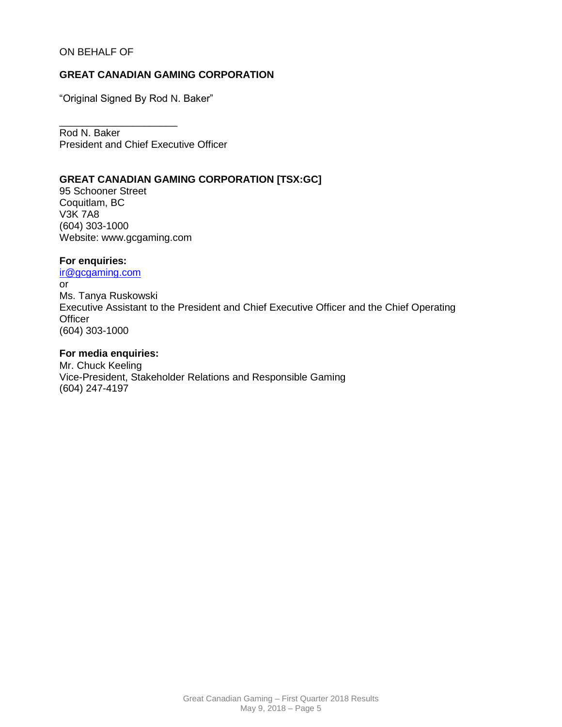ON BEHALF OF

**GREAT CANADIAN GAMING CORPORATION**

"Original Signed By Rod N. Baker"

\_\_\_\_\_\_\_\_\_\_\_\_\_\_\_\_\_\_\_\_\_\_

Rod N. Baker
President and Chief Executive Officer

**GREAT CANADIAN GAMING CORPORATION [TSX:GC]**
95 Schooner Street
Coquitlam, BC
V3K 7A8
(604) 303-1000
Website: www.gcgaming.com

**For enquiries:**
ir@gcgaming.com
or
Ms. Tanya Ruskowski
Executive Assistant to the President and Chief Executive Officer and the Chief Operating Officer
(604) 303-1000

**For media enquiries:**
Mr. Chuck Keeling
Vice-President, Stakeholder Relations and Responsible Gaming
(604) 247-4197